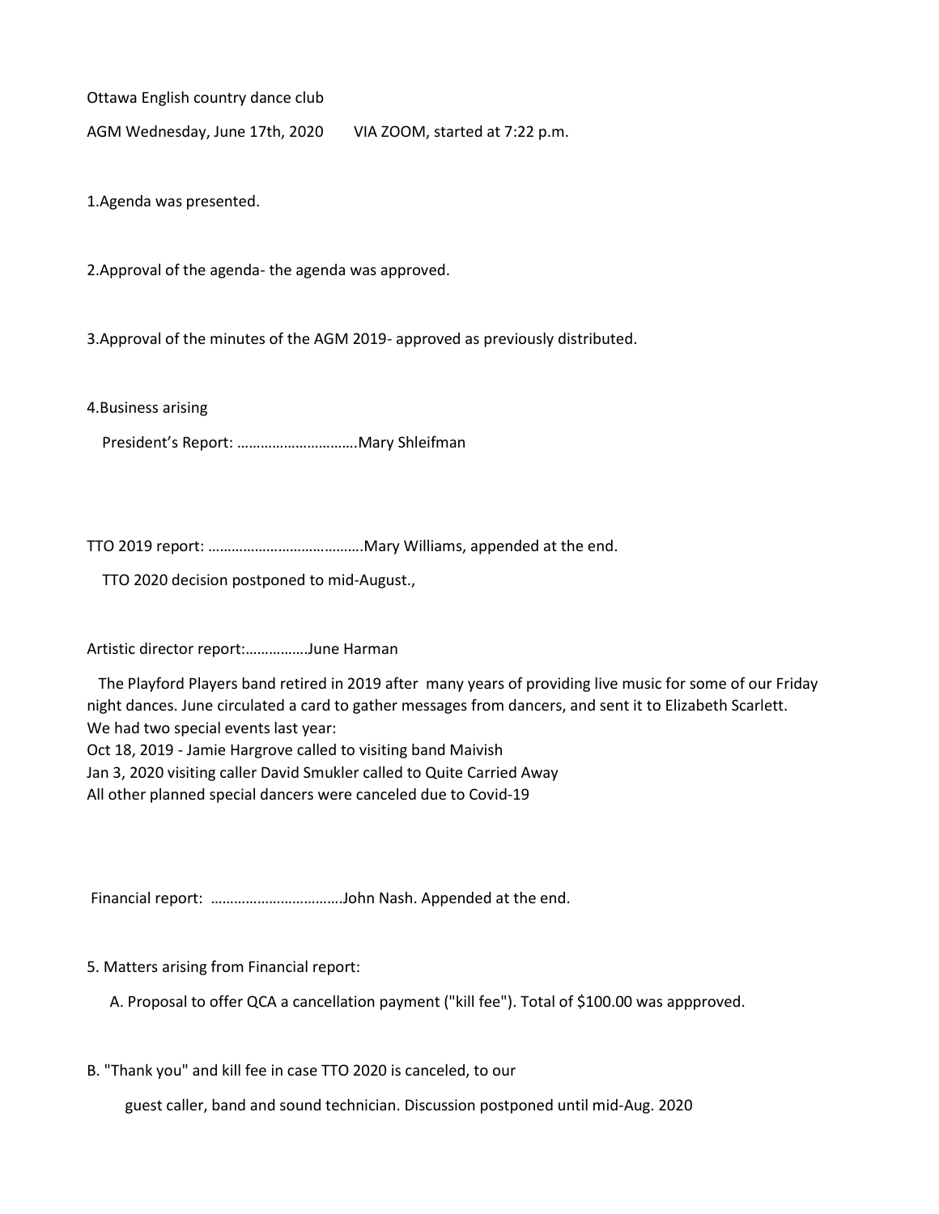Ottawa English country dance club

AGM Wednesday, June 17th, 2020 VIA ZOOM, started at 7:22 p.m.

1.Agenda was presented.

2.Approval of the agenda- the agenda was approved.

3.Approval of the minutes of the AGM 2019- approved as previously distributed.

4.Business arising

President's Report: ………………………….Mary Shleifman

TTO 2019 report: ………………………………….Mary Williams, appended at the end.

TTO 2020 decision postponed to mid-August.,

Artistic director report:…………….June Harman

The Playford Players band retired in 2019 after many years of providing live music for some of our Friday night dances. June circulated a card to gather messages from dancers, and sent it to Elizabeth Scarlett.
We had two special events last year:
Oct 18, 2019 - Jamie Hargrove called to visiting band Maivish
Jan 3, 2020 visiting caller David Smukler called to Quite Carried Away
All other planned special dancers were canceled due to Covid-19

Financial report: …………………………….John Nash. Appended at the end.

5. Matters arising from Financial report:

A. Proposal to offer QCA a cancellation payment ("kill fee"). Total of $100.00 was appproved.

B. "Thank you" and kill fee in case TTO 2020 is canceled, to our

guest caller, band and sound technician. Discussion postponed until mid-Aug. 2020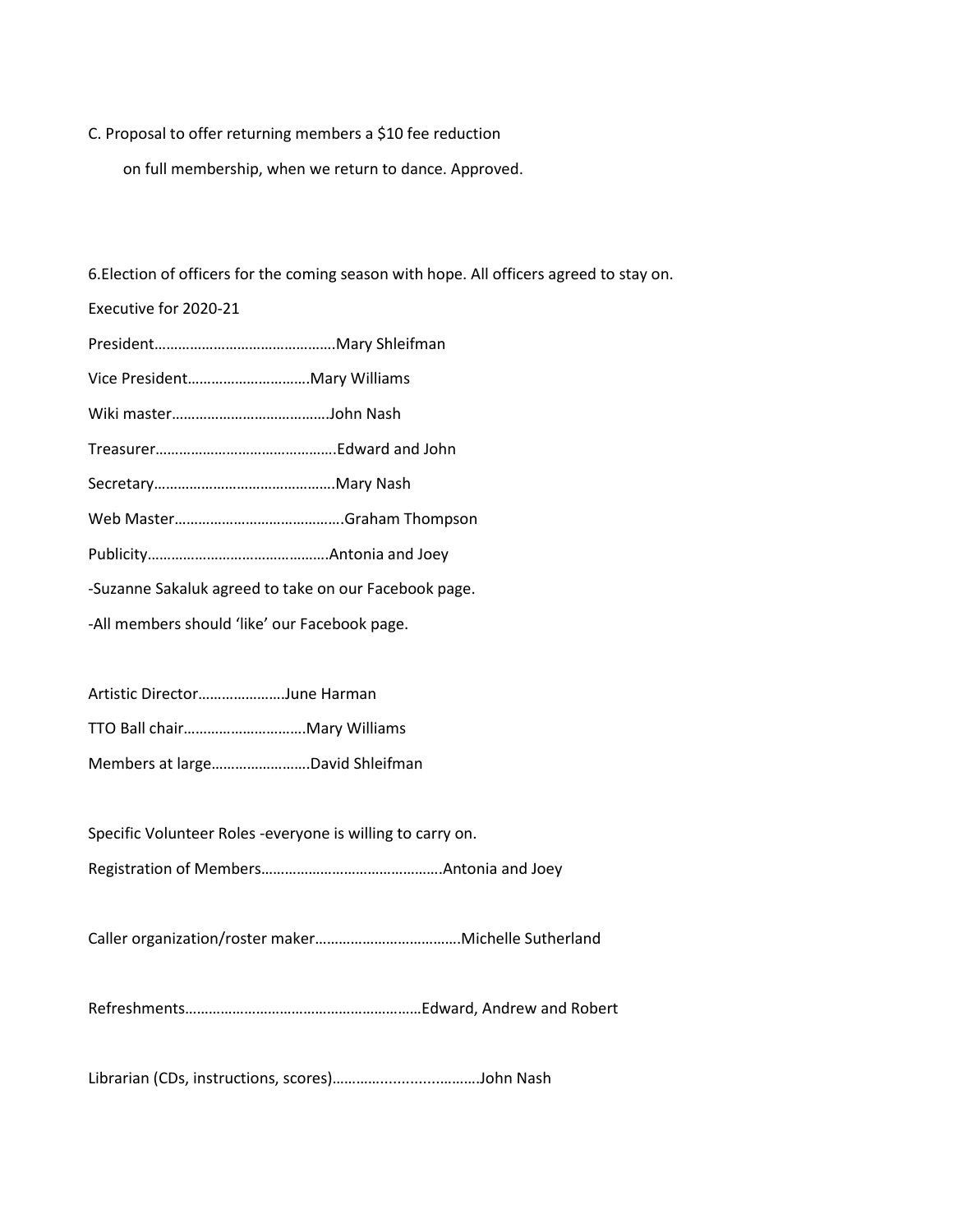C. Proposal to offer returning members a $10 fee reduction

on full membership, when we return to dance. Approved.

6.Election of officers for the coming season with hope. All officers agreed to stay on.

Executive for 2020-21

President……………………………………….Mary Shleifman

Vice President…………………………Mary Williams

Wiki master…………………………………John Nash

Treasurer……………………………………….Edward and John

Secretary……………………………………….Mary Nash

Web Master…………………………………….Graham Thompson

Publicity……………………………………….Antonia and Joey

-Suzanne Sakaluk agreed to take on our Facebook page.

-All members should 'like' our Facebook page.

Artistic Director………………….June Harman

TTO Ball chair…………………………Mary Williams

Members at large…………………….David Shleifman

Specific Volunteer Roles -everyone is willing to carry on.

Registration of Members……………………………………….Antonia and Joey

Caller organization/roster maker……………………………….Michelle Sutherland

Refreshments………………………………………………….Edward, Andrew and Robert

Librarian (CDs, instructions, scores)……………………………John Nash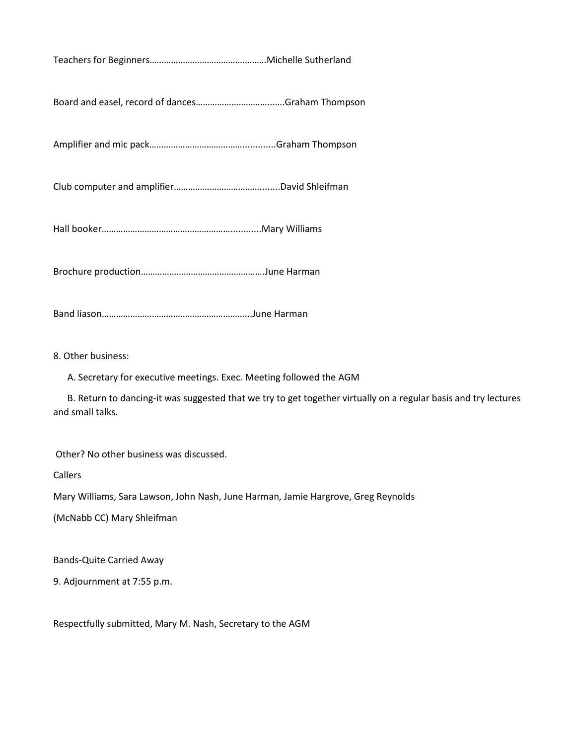Teachers for Beginners………………………………………….Michelle Sutherland

Board and easel, record of dances…………………………..…..Graham Thompson

Amplifier and mic pack……………………………….…...........Graham Thompson

Club computer and amplifier……………………………….…....David Shleifman

Hall booker…………………………………………………...........Mary Williams

Brochure production…………………………………………….June Harman

Band liason……………………………………………………...June Harman

8. Other business:

A. Secretary for executive meetings. Exec. Meeting followed the AGM

B. Return to dancing-it was suggested that we try to get together virtually on a regular basis and try lectures and small talks.

Other? No other business was discussed.

Callers

Mary Williams, Sara Lawson, John Nash, June Harman, Jamie Hargrove, Greg Reynolds

(McNabb CC) Mary Shleifman

Bands-Quite Carried Away

9. Adjournment at 7:55 p.m.

Respectfully submitted, Mary M. Nash, Secretary to the AGM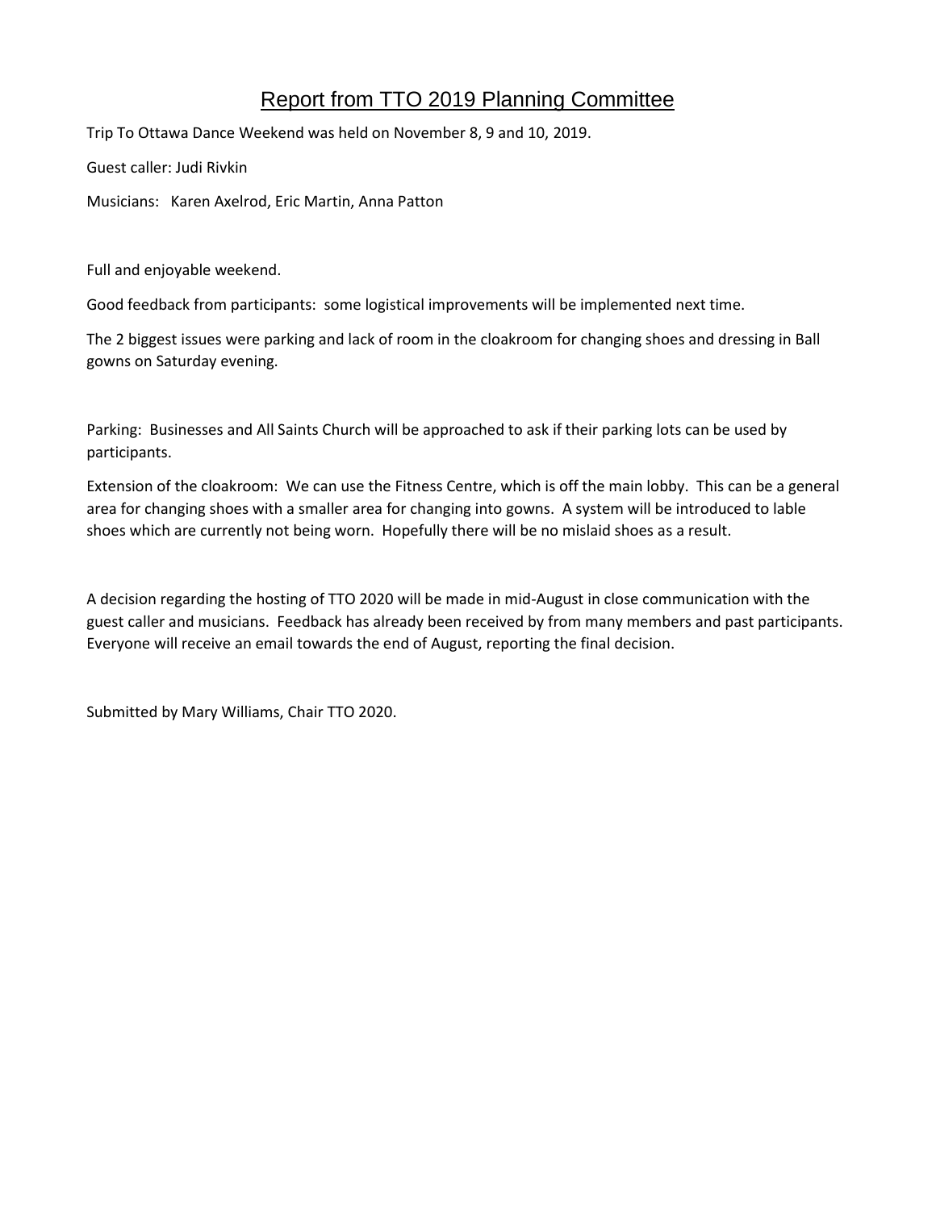# Report from TTO 2019 Planning Committee

Trip To Ottawa Dance Weekend was held on November 8, 9 and 10, 2019.

Guest caller: Judi Rivkin

Musicians: Karen Axelrod, Eric Martin, Anna Patton

Full and enjoyable weekend.

Good feedback from participants: some logistical improvements will be implemented next time.

The 2 biggest issues were parking and lack of room in the cloakroom for changing shoes and dressing in Ball gowns on Saturday evening.

Parking: Businesses and All Saints Church will be approached to ask if their parking lots can be used by participants.

Extension of the cloakroom: We can use the Fitness Centre, which is off the main lobby. This can be a general area for changing shoes with a smaller area for changing into gowns. A system will be introduced to lable shoes which are currently not being worn. Hopefully there will be no mislaid shoes as a result.

A decision regarding the hosting of TTO 2020 will be made in mid-August in close communication with the guest caller and musicians. Feedback has already been received by from many members and past participants. Everyone will receive an email towards the end of August, reporting the final decision.

Submitted by Mary Williams, Chair TTO 2020.